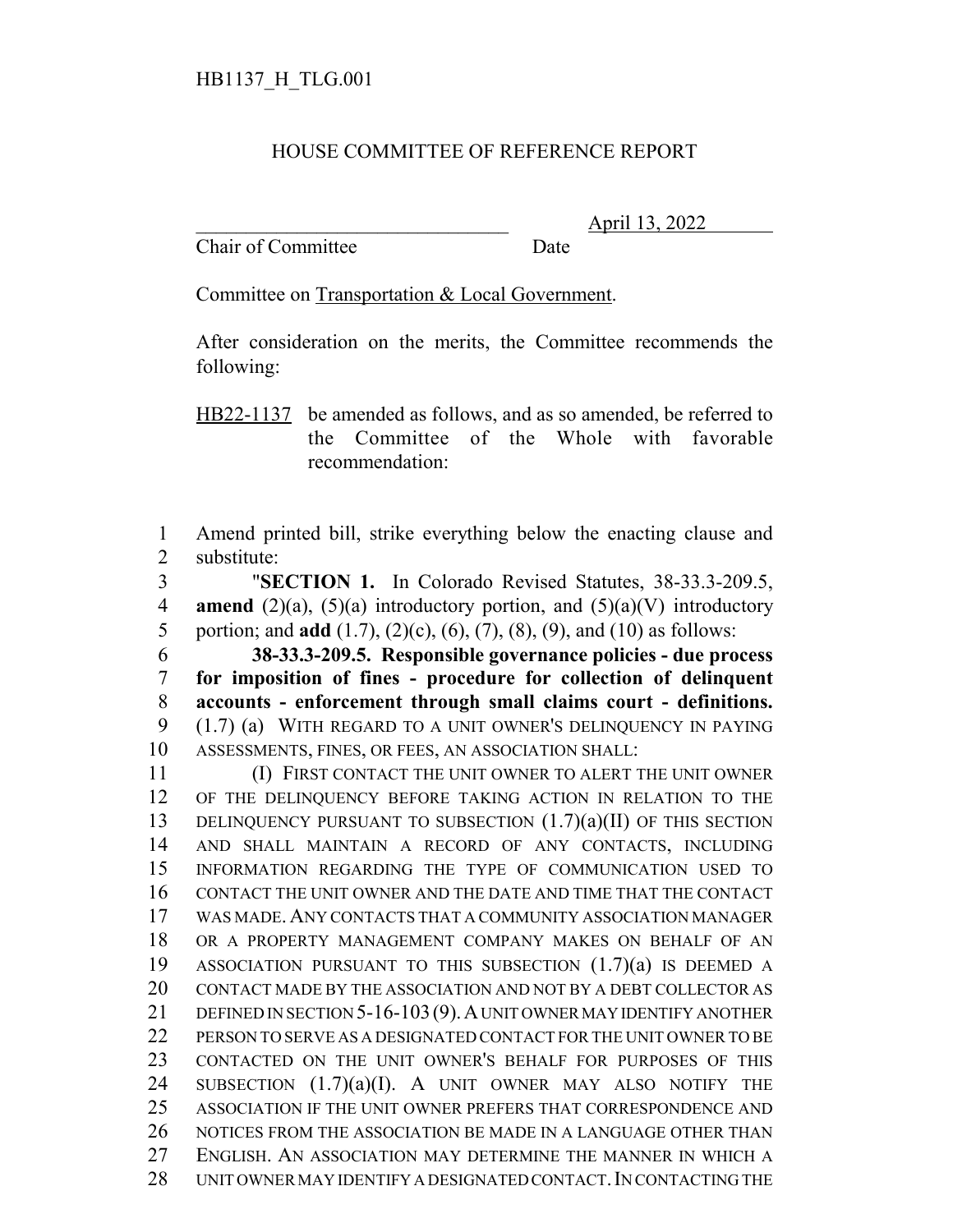HB1137_H_TLG.001

HOUSE COMMITTEE OF REFERENCE REPORT

________________________________ April 13, 2022
Chair of Committee Date

Committee on Transportation & Local Government.

After consideration on the merits, the Committee recommends the following:

HB22-1137 be amended as follows, and as so amended, be referred to the Committee of the Whole with favorable recommendation:

Amend printed bill, strike everything below the enacting clause and substitute:

"**SECTION 1.** In Colorado Revised Statutes, 38-33.3-209.5, **amend** (2)(a), (5)(a) introductory portion, and (5)(a)(V) introductory portion; and **add** (1.7), (2)(c), (6), (7), (8), (9), and (10) as follows:

**38-33.3-209.5. Responsible governance policies - due process for imposition of fines - procedure for collection of delinquent accounts - enforcement through small claims court - definitions.** (1.7) (a) WITH REGARD TO A UNIT OWNER'S DELINQUENCY IN PAYING ASSESSMENTS, FINES, OR FEES, AN ASSOCIATION SHALL:

(I) FIRST CONTACT THE UNIT OWNER TO ALERT THE UNIT OWNER OF THE DELINQUENCY BEFORE TAKING ACTION IN RELATION TO THE DELINQUENCY PURSUANT TO SUBSECTION (1.7)(a)(II) OF THIS SECTION AND SHALL MAINTAIN A RECORD OF ANY CONTACTS, INCLUDING INFORMATION REGARDING THE TYPE OF COMMUNICATION USED TO CONTACT THE UNIT OWNER AND THE DATE AND TIME THAT THE CONTACT WAS MADE. ANY CONTACTS THAT A COMMUNITY ASSOCIATION MANAGER OR A PROPERTY MANAGEMENT COMPANY MAKES ON BEHALF OF AN ASSOCIATION PURSUANT TO THIS SUBSECTION (1.7)(a) IS DEEMED A CONTACT MADE BY THE ASSOCIATION AND NOT BY A DEBT COLLECTOR AS DEFINED IN SECTION 5-16-103 (9). A UNIT OWNER MAY IDENTIFY ANOTHER PERSON TO SERVE AS A DESIGNATED CONTACT FOR THE UNIT OWNER TO BE CONTACTED ON THE UNIT OWNER'S BEHALF FOR PURPOSES OF THIS SUBSECTION (1.7)(a)(I). A UNIT OWNER MAY ALSO NOTIFY THE ASSOCIATION IF THE UNIT OWNER PREFERS THAT CORRESPONDENCE AND NOTICES FROM THE ASSOCIATION BE MADE IN A LANGUAGE OTHER THAN ENGLISH. AN ASSOCIATION MAY DETERMINE THE MANNER IN WHICH A UNIT OWNER MAY IDENTIFY A DESIGNATED CONTACT. IN CONTACTING THE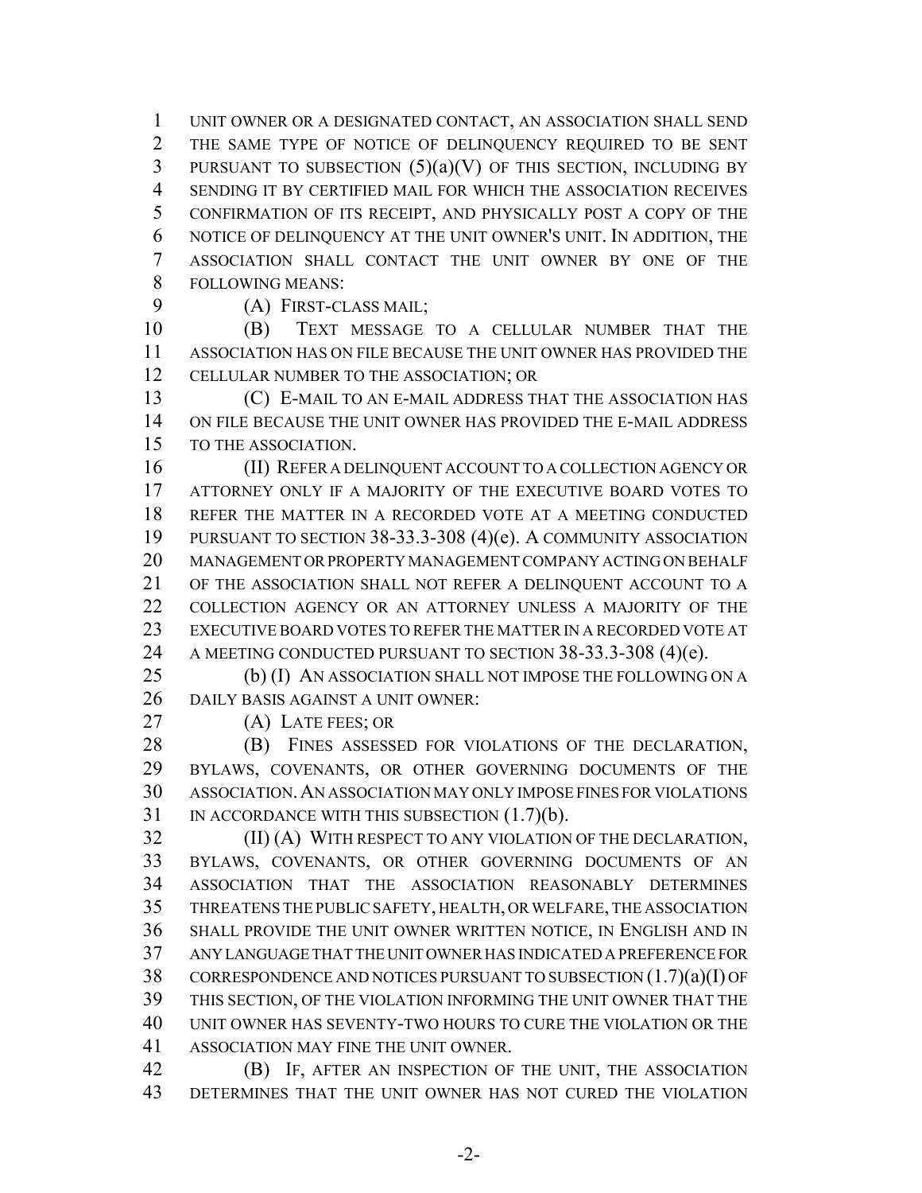UNIT OWNER OR A DESIGNATED CONTACT, AN ASSOCIATION SHALL SEND THE SAME TYPE OF NOTICE OF DELINQUENCY REQUIRED TO BE SENT PURSUANT TO SUBSECTION (5)(a)(V) OF THIS SECTION, INCLUDING BY SENDING IT BY CERTIFIED MAIL FOR WHICH THE ASSOCIATION RECEIVES CONFIRMATION OF ITS RECEIPT, AND PHYSICALLY POST A COPY OF THE NOTICE OF DELINQUENCY AT THE UNIT OWNER'S UNIT. IN ADDITION, THE ASSOCIATION SHALL CONTACT THE UNIT OWNER BY ONE OF THE FOLLOWING MEANS:

(A) FIRST-CLASS MAIL;

(B) TEXT MESSAGE TO A CELLULAR NUMBER THAT THE ASSOCIATION HAS ON FILE BECAUSE THE UNIT OWNER HAS PROVIDED THE CELLULAR NUMBER TO THE ASSOCIATION; OR

(C) E-MAIL TO AN E-MAIL ADDRESS THAT THE ASSOCIATION HAS ON FILE BECAUSE THE UNIT OWNER HAS PROVIDED THE E-MAIL ADDRESS TO THE ASSOCIATION.

(II) REFER A DELINQUENT ACCOUNT TO A COLLECTION AGENCY OR ATTORNEY ONLY IF A MAJORITY OF THE EXECUTIVE BOARD VOTES TO REFER THE MATTER IN A RECORDED VOTE AT A MEETING CONDUCTED PURSUANT TO SECTION 38-33.3-308 (4)(e). A COMMUNITY ASSOCIATION MANAGEMENT OR PROPERTY MANAGEMENT COMPANY ACTING ON BEHALF OF THE ASSOCIATION SHALL NOT REFER A DELINQUENT ACCOUNT TO A COLLECTION AGENCY OR AN ATTORNEY UNLESS A MAJORITY OF THE EXECUTIVE BOARD VOTES TO REFER THE MATTER IN A RECORDED VOTE AT A MEETING CONDUCTED PURSUANT TO SECTION 38-33.3-308 (4)(e).

(b) (I) AN ASSOCIATION SHALL NOT IMPOSE THE FOLLOWING ON A DAILY BASIS AGAINST A UNIT OWNER:

(A) LATE FEES; OR

(B) FINES ASSESSED FOR VIOLATIONS OF THE DECLARATION, BYLAWS, COVENANTS, OR OTHER GOVERNING DOCUMENTS OF THE ASSOCIATION. AN ASSOCIATION MAY ONLY IMPOSE FINES FOR VIOLATIONS IN ACCORDANCE WITH THIS SUBSECTION (1.7)(b).

(II) (A) WITH RESPECT TO ANY VIOLATION OF THE DECLARATION, BYLAWS, COVENANTS, OR OTHER GOVERNING DOCUMENTS OF AN ASSOCIATION THAT THE ASSOCIATION REASONABLY DETERMINES THREATENS THE PUBLIC SAFETY, HEALTH, OR WELFARE, THE ASSOCIATION SHALL PROVIDE THE UNIT OWNER WRITTEN NOTICE, IN ENGLISH AND IN ANY LANGUAGE THAT THE UNIT OWNER HAS INDICATED A PREFERENCE FOR CORRESPONDENCE AND NOTICES PURSUANT TO SUBSECTION (1.7)(a)(I) OF THIS SECTION, OF THE VIOLATION INFORMING THE UNIT OWNER THAT THE UNIT OWNER HAS SEVENTY-TWO HOURS TO CURE THE VIOLATION OR THE ASSOCIATION MAY FINE THE UNIT OWNER.

(B) IF, AFTER AN INSPECTION OF THE UNIT, THE ASSOCIATION DETERMINES THAT THE UNIT OWNER HAS NOT CURED THE VIOLATION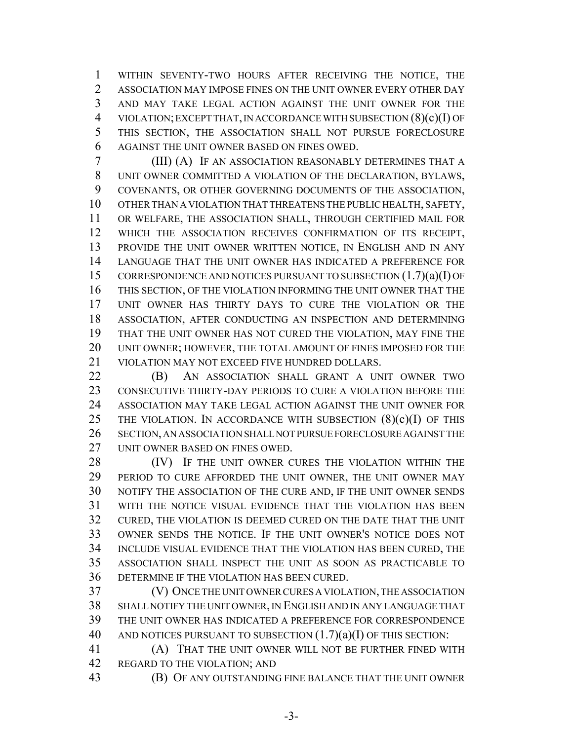WITHIN SEVENTY-TWO HOURS AFTER RECEIVING THE NOTICE, THE ASSOCIATION MAY IMPOSE FINES ON THE UNIT OWNER EVERY OTHER DAY AND MAY TAKE LEGAL ACTION AGAINST THE UNIT OWNER FOR THE VIOLATION; EXCEPT THAT, IN ACCORDANCE WITH SUBSECTION (8)(c)(I) OF THIS SECTION, THE ASSOCIATION SHALL NOT PURSUE FORECLOSURE AGAINST THE UNIT OWNER BASED ON FINES OWED.

(III) (A) IF AN ASSOCIATION REASONABLY DETERMINES THAT A UNIT OWNER COMMITTED A VIOLATION OF THE DECLARATION, BYLAWS, COVENANTS, OR OTHER GOVERNING DOCUMENTS OF THE ASSOCIATION, OTHER THAN A VIOLATION THAT THREATENS THE PUBLIC HEALTH, SAFETY, OR WELFARE, THE ASSOCIATION SHALL, THROUGH CERTIFIED MAIL FOR WHICH THE ASSOCIATION RECEIVES CONFIRMATION OF ITS RECEIPT, PROVIDE THE UNIT OWNER WRITTEN NOTICE, IN ENGLISH AND IN ANY LANGUAGE THAT THE UNIT OWNER HAS INDICATED A PREFERENCE FOR CORRESPONDENCE AND NOTICES PURSUANT TO SUBSECTION (1.7)(a)(I) OF THIS SECTION, OF THE VIOLATION INFORMING THE UNIT OWNER THAT THE UNIT OWNER HAS THIRTY DAYS TO CURE THE VIOLATION OR THE ASSOCIATION, AFTER CONDUCTING AN INSPECTION AND DETERMINING THAT THE UNIT OWNER HAS NOT CURED THE VIOLATION, MAY FINE THE UNIT OWNER; HOWEVER, THE TOTAL AMOUNT OF FINES IMPOSED FOR THE VIOLATION MAY NOT EXCEED FIVE HUNDRED DOLLARS.

(B) AN ASSOCIATION SHALL GRANT A UNIT OWNER TWO CONSECUTIVE THIRTY-DAY PERIODS TO CURE A VIOLATION BEFORE THE ASSOCIATION MAY TAKE LEGAL ACTION AGAINST THE UNIT OWNER FOR THE VIOLATION. IN ACCORDANCE WITH SUBSECTION (8)(c)(I) OF THIS SECTION, AN ASSOCIATION SHALL NOT PURSUE FORECLOSURE AGAINST THE UNIT OWNER BASED ON FINES OWED.

(IV) IF THE UNIT OWNER CURES THE VIOLATION WITHIN THE PERIOD TO CURE AFFORDED THE UNIT OWNER, THE UNIT OWNER MAY NOTIFY THE ASSOCIATION OF THE CURE AND, IF THE UNIT OWNER SENDS WITH THE NOTICE VISUAL EVIDENCE THAT THE VIOLATION HAS BEEN CURED, THE VIOLATION IS DEEMED CURED ON THE DATE THAT THE UNIT OWNER SENDS THE NOTICE. IF THE UNIT OWNER'S NOTICE DOES NOT INCLUDE VISUAL EVIDENCE THAT THE VIOLATION HAS BEEN CURED, THE ASSOCIATION SHALL INSPECT THE UNIT AS SOON AS PRACTICABLE TO DETERMINE IF THE VIOLATION HAS BEEN CURED.

(V) ONCE THE UNIT OWNER CURES A VIOLATION, THE ASSOCIATION SHALL NOTIFY THE UNIT OWNER, IN ENGLISH AND IN ANY LANGUAGE THAT THE UNIT OWNER HAS INDICATED A PREFERENCE FOR CORRESPONDENCE AND NOTICES PURSUANT TO SUBSECTION (1.7)(a)(I) OF THIS SECTION:

(A) THAT THE UNIT OWNER WILL NOT BE FURTHER FINED WITH REGARD TO THE VIOLATION; AND

(B) OF ANY OUTSTANDING FINE BALANCE THAT THE UNIT OWNER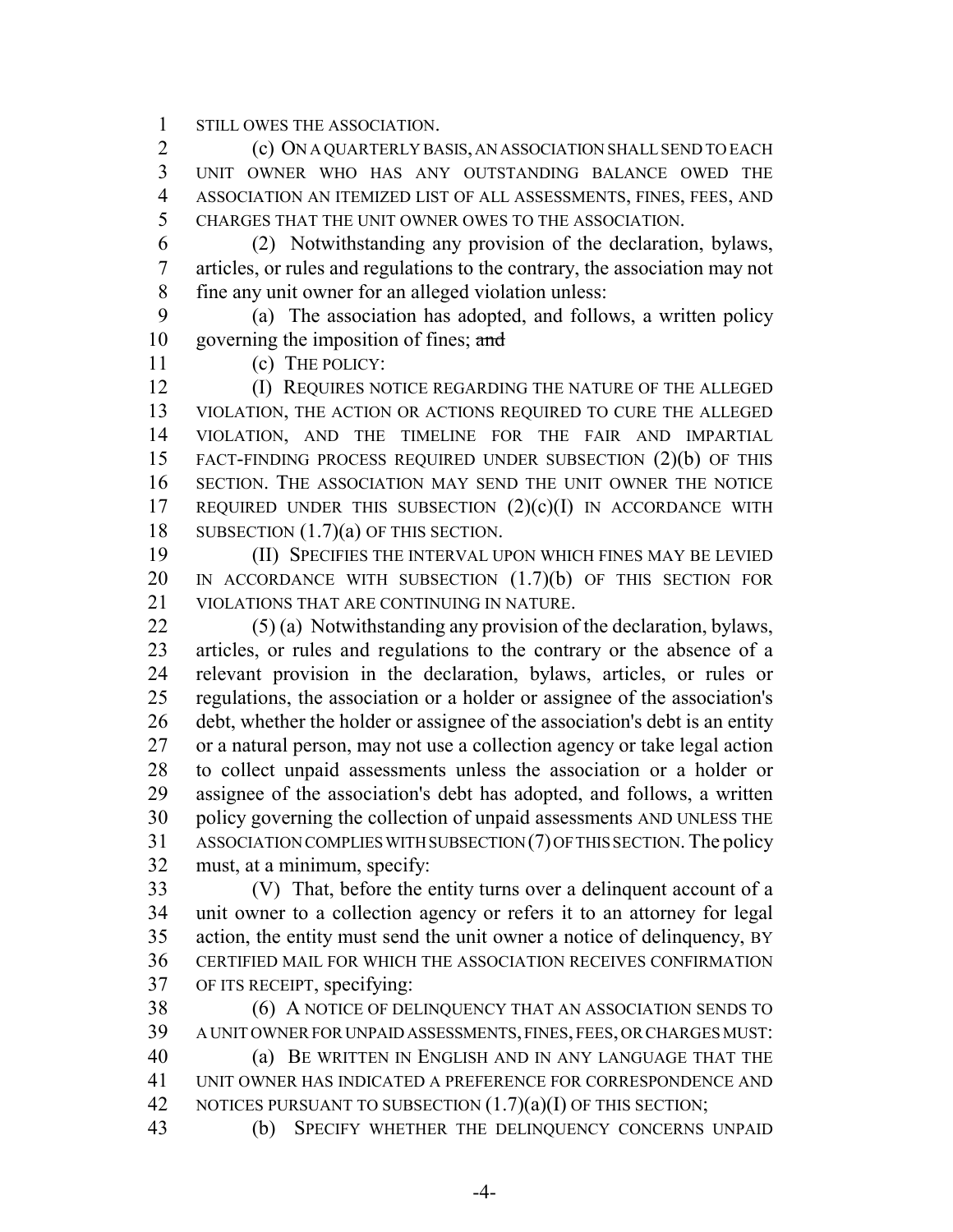STILL OWES THE ASSOCIATION.

(c) ON A QUARTERLY BASIS, AN ASSOCIATION SHALL SEND TO EACH UNIT OWNER WHO HAS ANY OUTSTANDING BALANCE OWED THE ASSOCIATION AN ITEMIZED LIST OF ALL ASSESSMENTS, FINES, FEES, AND CHARGES THAT THE UNIT OWNER OWES TO THE ASSOCIATION.

(2) Notwithstanding any provision of the declaration, bylaws, articles, or rules and regulations to the contrary, the association may not fine any unit owner for an alleged violation unless:

(a) The association has adopted, and follows, a written policy governing the imposition of fines; ~~and~~

(c) THE POLICY:

(I) REQUIRES NOTICE REGARDING THE NATURE OF THE ALLEGED VIOLATION, THE ACTION OR ACTIONS REQUIRED TO CURE THE ALLEGED VIOLATION, AND THE TIMELINE FOR THE FAIR AND IMPARTIAL FACT-FINDING PROCESS REQUIRED UNDER SUBSECTION (2)(b) OF THIS SECTION. THE ASSOCIATION MAY SEND THE UNIT OWNER THE NOTICE REQUIRED UNDER THIS SUBSECTION (2)(c)(I) IN ACCORDANCE WITH SUBSECTION (1.7)(a) OF THIS SECTION.

(II) SPECIFIES THE INTERVAL UPON WHICH FINES MAY BE LEVIED IN ACCORDANCE WITH SUBSECTION (1.7)(b) OF THIS SECTION FOR VIOLATIONS THAT ARE CONTINUING IN NATURE.

(5) (a) Notwithstanding any provision of the declaration, bylaws, articles, or rules and regulations to the contrary or the absence of a relevant provision in the declaration, bylaws, articles, or rules or regulations, the association or a holder or assignee of the association's debt, whether the holder or assignee of the association's debt is an entity or a natural person, may not use a collection agency or take legal action to collect unpaid assessments unless the association or a holder or assignee of the association's debt has adopted, and follows, a written policy governing the collection of unpaid assessments AND UNLESS THE ASSOCIATION COMPLIES WITH SUBSECTION (7) OF THIS SECTION. The policy must, at a minimum, specify:

(V) That, before the entity turns over a delinquent account of a unit owner to a collection agency or refers it to an attorney for legal action, the entity must send the unit owner a notice of delinquency, BY CERTIFIED MAIL FOR WHICH THE ASSOCIATION RECEIVES CONFIRMATION OF ITS RECEIPT, specifying:

(6) A NOTICE OF DELINQUENCY THAT AN ASSOCIATION SENDS TO A UNIT OWNER FOR UNPAID ASSESSMENTS, FINES, FEES, OR CHARGES MUST:

(a) BE WRITTEN IN ENGLISH AND IN ANY LANGUAGE THAT THE UNIT OWNER HAS INDICATED A PREFERENCE FOR CORRESPONDENCE AND NOTICES PURSUANT TO SUBSECTION (1.7)(a)(I) OF THIS SECTION;

(b) SPECIFY WHETHER THE DELINQUENCY CONCERNS UNPAID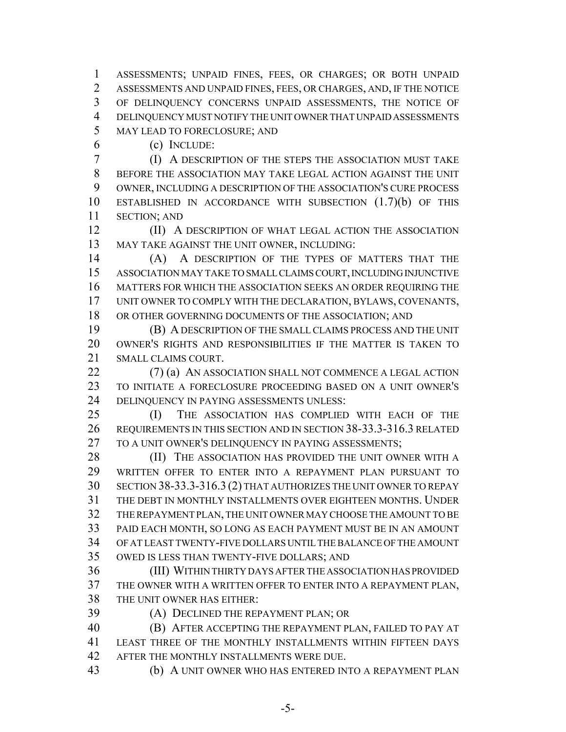ASSESSMENTS; UNPAID FINES, FEES, OR CHARGES; OR BOTH UNPAID ASSESSMENTS AND UNPAID FINES, FEES, OR CHARGES, AND, IF THE NOTICE OF DELINQUENCY CONCERNS UNPAID ASSESSMENTS, THE NOTICE OF DELINQUENCY MUST NOTIFY THE UNIT OWNER THAT UNPAID ASSESSMENTS MAY LEAD TO FORECLOSURE; AND

(c) INCLUDE:

(I) A DESCRIPTION OF THE STEPS THE ASSOCIATION MUST TAKE BEFORE THE ASSOCIATION MAY TAKE LEGAL ACTION AGAINST THE UNIT OWNER, INCLUDING A DESCRIPTION OF THE ASSOCIATION'S CURE PROCESS ESTABLISHED IN ACCORDANCE WITH SUBSECTION (1.7)(b) OF THIS SECTION; AND

(II) A DESCRIPTION OF WHAT LEGAL ACTION THE ASSOCIATION MAY TAKE AGAINST THE UNIT OWNER, INCLUDING:

(A) A DESCRIPTION OF THE TYPES OF MATTERS THAT THE ASSOCIATION MAY TAKE TO SMALL CLAIMS COURT, INCLUDING INJUNCTIVE MATTERS FOR WHICH THE ASSOCIATION SEEKS AN ORDER REQUIRING THE UNIT OWNER TO COMPLY WITH THE DECLARATION, BYLAWS, COVENANTS, OR OTHER GOVERNING DOCUMENTS OF THE ASSOCIATION; AND

(B) A DESCRIPTION OF THE SMALL CLAIMS PROCESS AND THE UNIT OWNER'S RIGHTS AND RESPONSIBILITIES IF THE MATTER IS TAKEN TO SMALL CLAIMS COURT.

(7) (a) AN ASSOCIATION SHALL NOT COMMENCE A LEGAL ACTION TO INITIATE A FORECLOSURE PROCEEDING BASED ON A UNIT OWNER'S DELINQUENCY IN PAYING ASSESSMENTS UNLESS:

(I) THE ASSOCIATION HAS COMPLIED WITH EACH OF THE REQUIREMENTS IN THIS SECTION AND IN SECTION 38-33.3-316.3 RELATED TO A UNIT OWNER'S DELINQUENCY IN PAYING ASSESSMENTS;

(II) THE ASSOCIATION HAS PROVIDED THE UNIT OWNER WITH A WRITTEN OFFER TO ENTER INTO A REPAYMENT PLAN PURSUANT TO SECTION 38-33.3-316.3 (2) THAT AUTHORIZES THE UNIT OWNER TO REPAY THE DEBT IN MONTHLY INSTALLMENTS OVER EIGHTEEN MONTHS. UNDER THE REPAYMENT PLAN, THE UNIT OWNER MAY CHOOSE THE AMOUNT TO BE PAID EACH MONTH, SO LONG AS EACH PAYMENT MUST BE IN AN AMOUNT OF AT LEAST TWENTY-FIVE DOLLARS UNTIL THE BALANCE OF THE AMOUNT OWED IS LESS THAN TWENTY-FIVE DOLLARS; AND

(III) WITHIN THIRTY DAYS AFTER THE ASSOCIATION HAS PROVIDED THE OWNER WITH A WRITTEN OFFER TO ENTER INTO A REPAYMENT PLAN, THE UNIT OWNER HAS EITHER:

(A) DECLINED THE REPAYMENT PLAN; OR

(B) AFTER ACCEPTING THE REPAYMENT PLAN, FAILED TO PAY AT LEAST THREE OF THE MONTHLY INSTALLMENTS WITHIN FIFTEEN DAYS AFTER THE MONTHLY INSTALLMENTS WERE DUE.

(b) A UNIT OWNER WHO HAS ENTERED INTO A REPAYMENT PLAN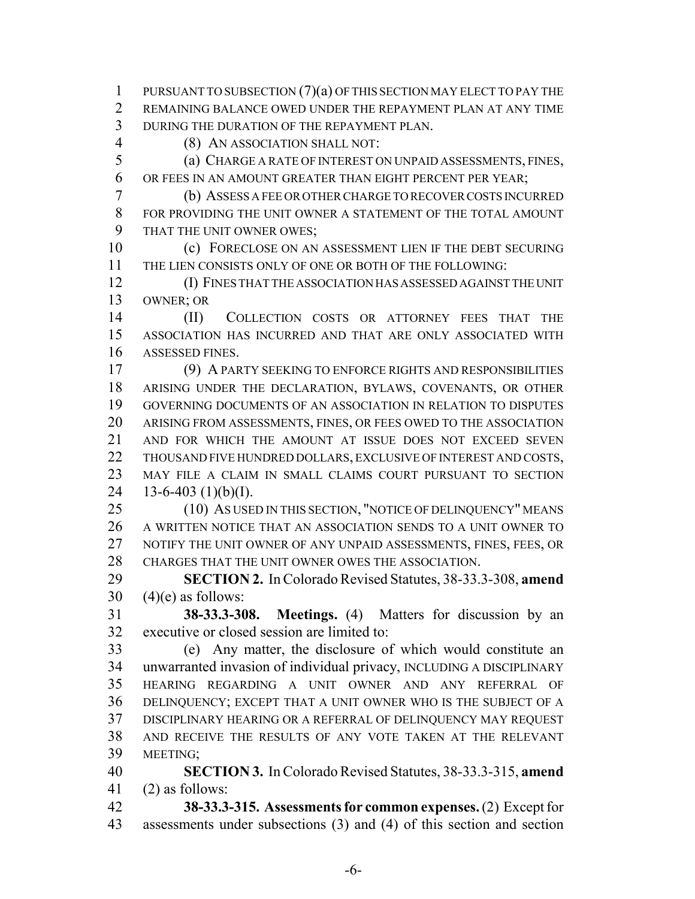PURSUANT TO SUBSECTION (7)(a) OF THIS SECTION MAY ELECT TO PAY THE REMAINING BALANCE OWED UNDER THE REPAYMENT PLAN AT ANY TIME DURING THE DURATION OF THE REPAYMENT PLAN.

(8) AN ASSOCIATION SHALL NOT:

(a) CHARGE A RATE OF INTEREST ON UNPAID ASSESSMENTS, FINES, OR FEES IN AN AMOUNT GREATER THAN EIGHT PERCENT PER YEAR;

(b) ASSESS A FEE OR OTHER CHARGE TO RECOVER COSTS INCURRED FOR PROVIDING THE UNIT OWNER A STATEMENT OF THE TOTAL AMOUNT THAT THE UNIT OWNER OWES;

(c) FORECLOSE ON AN ASSESSMENT LIEN IF THE DEBT SECURING THE LIEN CONSISTS ONLY OF ONE OR BOTH OF THE FOLLOWING:

(I) FINES THAT THE ASSOCIATION HAS ASSESSED AGAINST THE UNIT OWNER; OR

(II) COLLECTION COSTS OR ATTORNEY FEES THAT THE ASSOCIATION HAS INCURRED AND THAT ARE ONLY ASSOCIATED WITH ASSESSED FINES.

(9) A PARTY SEEKING TO ENFORCE RIGHTS AND RESPONSIBILITIES ARISING UNDER THE DECLARATION, BYLAWS, COVENANTS, OR OTHER GOVERNING DOCUMENTS OF AN ASSOCIATION IN RELATION TO DISPUTES ARISING FROM ASSESSMENTS, FINES, OR FEES OWED TO THE ASSOCIATION AND FOR WHICH THE AMOUNT AT ISSUE DOES NOT EXCEED SEVEN THOUSAND FIVE HUNDRED DOLLARS, EXCLUSIVE OF INTEREST AND COSTS, MAY FILE A CLAIM IN SMALL CLAIMS COURT PURSUANT TO SECTION 13-6-403 (1)(b)(I).

(10) AS USED IN THIS SECTION, "NOTICE OF DELINQUENCY" MEANS A WRITTEN NOTICE THAT AN ASSOCIATION SENDS TO A UNIT OWNER TO NOTIFY THE UNIT OWNER OF ANY UNPAID ASSESSMENTS, FINES, FEES, OR CHARGES THAT THE UNIT OWNER OWES THE ASSOCIATION.

**SECTION 2.** In Colorado Revised Statutes, 38-33.3-308, **amend** (4)(e) as follows:

**38-33.3-308. Meetings.** (4) Matters for discussion by an executive or closed session are limited to:

(e) Any matter, the disclosure of which would constitute an unwarranted invasion of individual privacy, INCLUDING A DISCIPLINARY HEARING REGARDING A UNIT OWNER AND ANY REFERRAL OF DELINQUENCY; EXCEPT THAT A UNIT OWNER WHO IS THE SUBJECT OF A DISCIPLINARY HEARING OR A REFERRAL OF DELINQUENCY MAY REQUEST AND RECEIVE THE RESULTS OF ANY VOTE TAKEN AT THE RELEVANT MEETING;

**SECTION 3.** In Colorado Revised Statutes, 38-33.3-315, **amend** (2) as follows:

**38-33.3-315. Assessments for common expenses.** (2) Except for assessments under subsections (3) and (4) of this section and section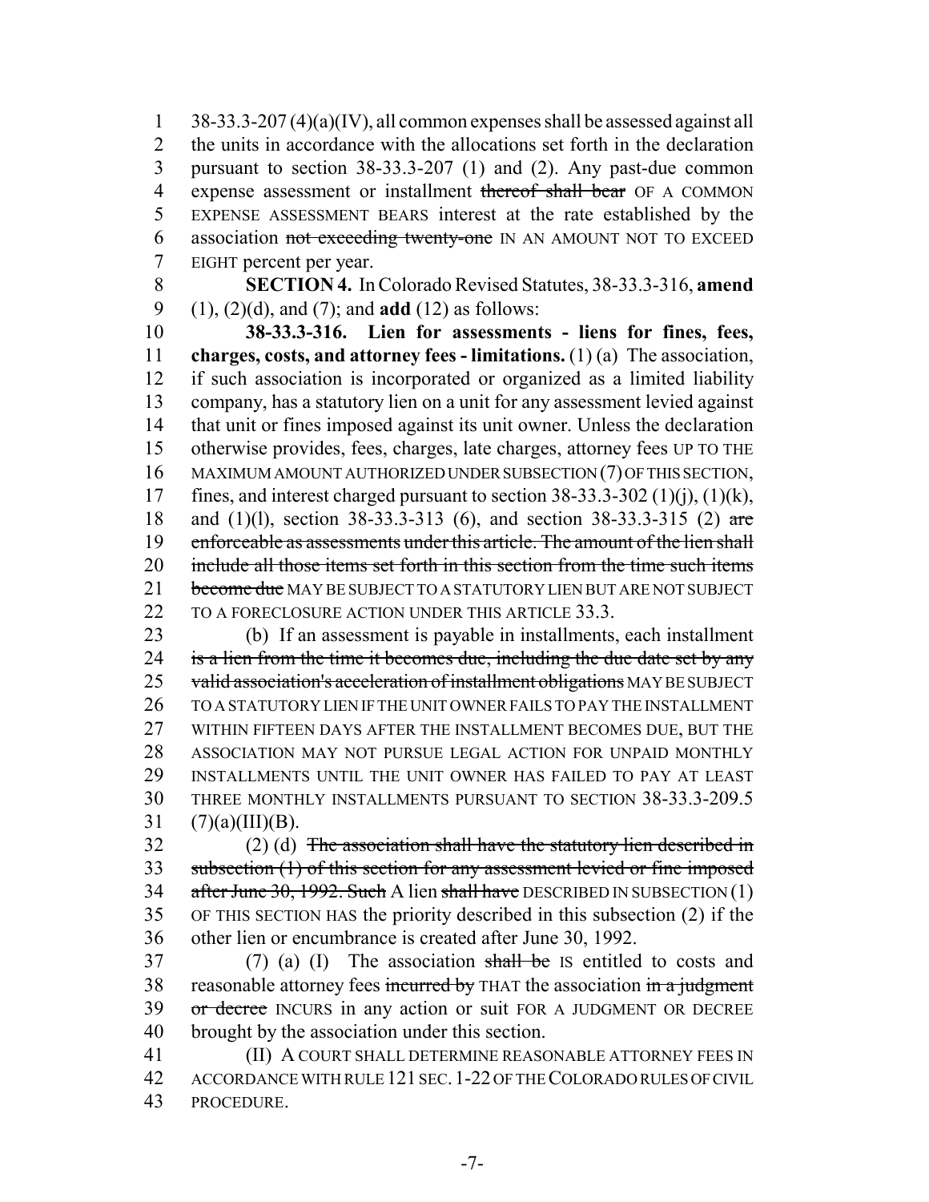38-33.3-207 (4)(a)(IV), all common expenses shall be assessed against all the units in accordance with the allocations set forth in the declaration pursuant to section 38-33.3-207 (1) and (2). Any past-due common expense assessment or installment ~~thereof shall bear~~ OF A COMMON EXPENSE ASSESSMENT BEARS interest at the rate established by the association ~~not exceeding twenty-one~~ IN AN AMOUNT NOT TO EXCEED EIGHT percent per year.

**SECTION 4.** In Colorado Revised Statutes, 38-33.3-316, **amend** (1), (2)(d), and (7); and **add** (12) as follows:

**38-33.3-316. Lien for assessments - liens for fines, fees, charges, costs, and attorney fees - limitations.** (1) (a) The association, if such association is incorporated or organized as a limited liability company, has a statutory lien on a unit for any assessment levied against that unit or fines imposed against its unit owner. Unless the declaration otherwise provides, fees, charges, late charges, attorney fees UP TO THE MAXIMUM AMOUNT AUTHORIZED UNDER SUBSECTION (7) OF THIS SECTION, fines, and interest charged pursuant to section 38-33.3-302 (1)(j), (1)(k), and (1)(l), section 38-33.3-313 (6), and section 38-33.3-315 (2) ~~are enforceable as assessments under this article. The amount of the lien shall include all those items set forth in this section from the time such items become due~~ MAY BE SUBJECT TO A STATUTORY LIEN BUT ARE NOT SUBJECT TO A FORECLOSURE ACTION UNDER THIS ARTICLE 33.3.

(b) If an assessment is payable in installments, each installment ~~is a lien from the time it becomes due, including the due date set by any valid association's acceleration of installment obligations~~ MAY BE SUBJECT TO A STATUTORY LIEN IF THE UNIT OWNER FAILS TO PAY THE INSTALLMENT WITHIN FIFTEEN DAYS AFTER THE INSTALLMENT BECOMES DUE, BUT THE ASSOCIATION MAY NOT PURSUE LEGAL ACTION FOR UNPAID MONTHLY INSTALLMENTS UNTIL THE UNIT OWNER HAS FAILED TO PAY AT LEAST THREE MONTHLY INSTALLMENTS PURSUANT TO SECTION 38-33.3-209.5 (7)(a)(III)(B).

(2) (d) ~~The association shall have the statutory lien described in subsection (1) of this section for any assessment levied or fine imposed after June 30, 1992. Such~~ A lien ~~shall have~~ DESCRIBED IN SUBSECTION (1) OF THIS SECTION HAS the priority described in this subsection (2) if the other lien or encumbrance is created after June 30, 1992.

(7) (a) (I) The association ~~shall be~~ IS entitled to costs and reasonable attorney fees ~~incurred by~~ THAT the association ~~in a judgment or decree~~ INCURS in any action or suit FOR A JUDGMENT OR DECREE brought by the association under this section.

(II) A COURT SHALL DETERMINE REASONABLE ATTORNEY FEES IN ACCORDANCE WITH RULE 121 SEC. 1-22 OF THE COLORADO RULES OF CIVIL PROCEDURE.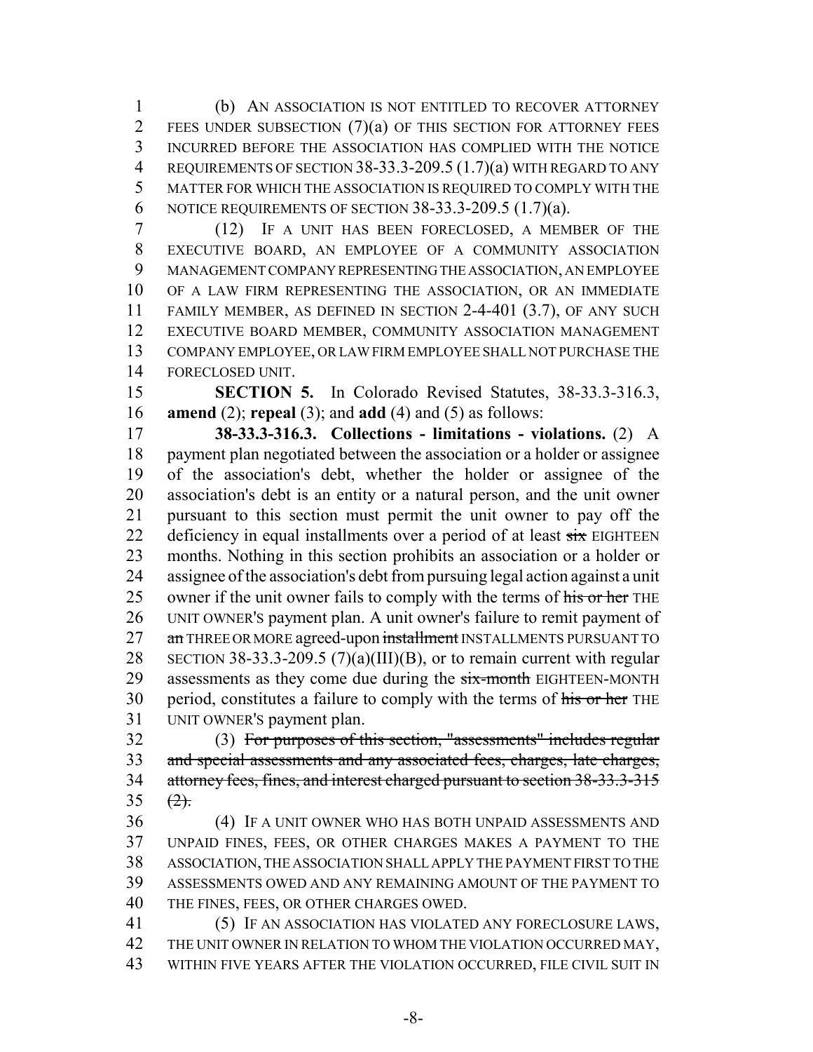(b) AN ASSOCIATION IS NOT ENTITLED TO RECOVER ATTORNEY FEES UNDER SUBSECTION (7)(a) OF THIS SECTION FOR ATTORNEY FEES INCURRED BEFORE THE ASSOCIATION HAS COMPLIED WITH THE NOTICE REQUIREMENTS OF SECTION 38-33.3-209.5 (1.7)(a) WITH REGARD TO ANY MATTER FOR WHICH THE ASSOCIATION IS REQUIRED TO COMPLY WITH THE NOTICE REQUIREMENTS OF SECTION 38-33.3-209.5 (1.7)(a).

(12) IF A UNIT HAS BEEN FORECLOSED, A MEMBER OF THE EXECUTIVE BOARD, AN EMPLOYEE OF A COMMUNITY ASSOCIATION MANAGEMENT COMPANY REPRESENTING THE ASSOCIATION, AN EMPLOYEE OF A LAW FIRM REPRESENTING THE ASSOCIATION, OR AN IMMEDIATE FAMILY MEMBER, AS DEFINED IN SECTION 2-4-401 (3.7), OF ANY SUCH EXECUTIVE BOARD MEMBER, COMMUNITY ASSOCIATION MANAGEMENT COMPANY EMPLOYEE, OR LAW FIRM EMPLOYEE SHALL NOT PURCHASE THE FORECLOSED UNIT.

**SECTION 5.** In Colorado Revised Statutes, 38-33.3-316.3, **amend** (2); **repeal** (3); and **add** (4) and (5) as follows:

**38-33.3-316.3. Collections - limitations - violations.** (2) A payment plan negotiated between the association or a holder or assignee of the association's debt, whether the holder or assignee of the association's debt is an entity or a natural person, and the unit owner pursuant to this section must permit the unit owner to pay off the deficiency in equal installments over a period of at least ~~six~~ EIGHTEEN months. Nothing in this section prohibits an association or a holder or assignee of the association's debt from pursuing legal action against a unit owner if the unit owner fails to comply with the terms of ~~his or her~~ THE UNIT OWNER'S payment plan. A unit owner's failure to remit payment of ~~an~~ THREE OR MORE agreed-upon ~~installment~~ INSTALLMENTS PURSUANT TO SECTION 38-33.3-209.5 (7)(a)(III)(B), or to remain current with regular assessments as they come due during the ~~six-month~~ EIGHTEEN-MONTH period, constitutes a failure to comply with the terms of ~~his or her~~ THE UNIT OWNER'S payment plan.

(3) ~~For purposes of this section, "assessments" includes regular and special assessments and any associated fees, charges, late charges, attorney fees, fines, and interest charged pursuant to section 38-33.3-315 (2).~~

(4) IF A UNIT OWNER WHO HAS BOTH UNPAID ASSESSMENTS AND UNPAID FINES, FEES, OR OTHER CHARGES MAKES A PAYMENT TO THE ASSOCIATION, THE ASSOCIATION SHALL APPLY THE PAYMENT FIRST TO THE ASSESSMENTS OWED AND ANY REMAINING AMOUNT OF THE PAYMENT TO THE FINES, FEES, OR OTHER CHARGES OWED.

(5) IF AN ASSOCIATION HAS VIOLATED ANY FORECLOSURE LAWS, THE UNIT OWNER IN RELATION TO WHOM THE VIOLATION OCCURRED MAY, WITHIN FIVE YEARS AFTER THE VIOLATION OCCURRED, FILE CIVIL SUIT IN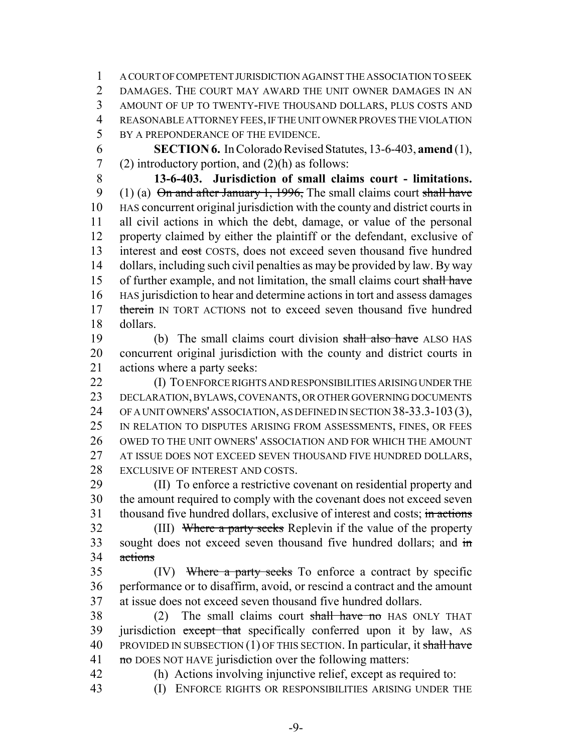A COURT OF COMPETENT JURISDICTION AGAINST THE ASSOCIATION TO SEEK DAMAGES. THE COURT MAY AWARD THE UNIT OWNER DAMAGES IN AN AMOUNT OF UP TO TWENTY-FIVE THOUSAND DOLLARS, PLUS COSTS AND REASONABLE ATTORNEY FEES, IF THE UNIT OWNER PROVES THE VIOLATION BY A PREPONDERANCE OF THE EVIDENCE.

**SECTION 6.** In Colorado Revised Statutes, 13-6-403, **amend** (1), (2) introductory portion, and (2)(h) as follows:

**13-6-403. Jurisdiction of small claims court - limitations.** (1) (a) ~~On and after January 1, 1996,~~ The small claims court ~~shall have~~ HAS concurrent original jurisdiction with the county and district courts in all civil actions in which the debt, damage, or value of the personal property claimed by either the plaintiff or the defendant, exclusive of interest and ~~cost~~ COSTS, does not exceed seven thousand five hundred dollars, including such civil penalties as may be provided by law. By way of further example, and not limitation, the small claims court ~~shall have~~ HAS jurisdiction to hear and determine actions in tort and assess damages ~~therein~~ IN TORT ACTIONS not to exceed seven thousand five hundred dollars.

(b) The small claims court division ~~shall also have~~ ALSO HAS concurrent original jurisdiction with the county and district courts in actions where a party seeks:

(I) TO ENFORCE RIGHTS AND RESPONSIBILITIES ARISING UNDER THE DECLARATION, BYLAWS, COVENANTS, OR OTHER GOVERNING DOCUMENTS OF A UNIT OWNERS' ASSOCIATION, AS DEFINED IN SECTION 38-33.3-103 (3), IN RELATION TO DISPUTES ARISING FROM ASSESSMENTS, FINES, OR FEES OWED TO THE UNIT OWNERS' ASSOCIATION AND FOR WHICH THE AMOUNT AT ISSUE DOES NOT EXCEED SEVEN THOUSAND FIVE HUNDRED DOLLARS, EXCLUSIVE OF INTEREST AND COSTS.

(II) To enforce a restrictive covenant on residential property and the amount required to comply with the covenant does not exceed seven thousand five hundred dollars, exclusive of interest and costs; ~~in actions~~

(III) ~~Where a party seeks~~ Replevin if the value of the property sought does not exceed seven thousand five hundred dollars; and ~~in actions~~

(IV) ~~Where a party seeks~~ To enforce a contract by specific performance or to disaffirm, avoid, or rescind a contract and the amount at issue does not exceed seven thousand five hundred dollars.

(2) The small claims court ~~shall have no~~ HAS ONLY THAT jurisdiction ~~except that~~ specifically conferred upon it by law, AS PROVIDED IN SUBSECTION (1) OF THIS SECTION. In particular, it ~~shall have no~~ DOES NOT HAVE jurisdiction over the following matters:

(h) Actions involving injunctive relief, except as required to:

(I) ENFORCE RIGHTS OR RESPONSIBILITIES ARISING UNDER THE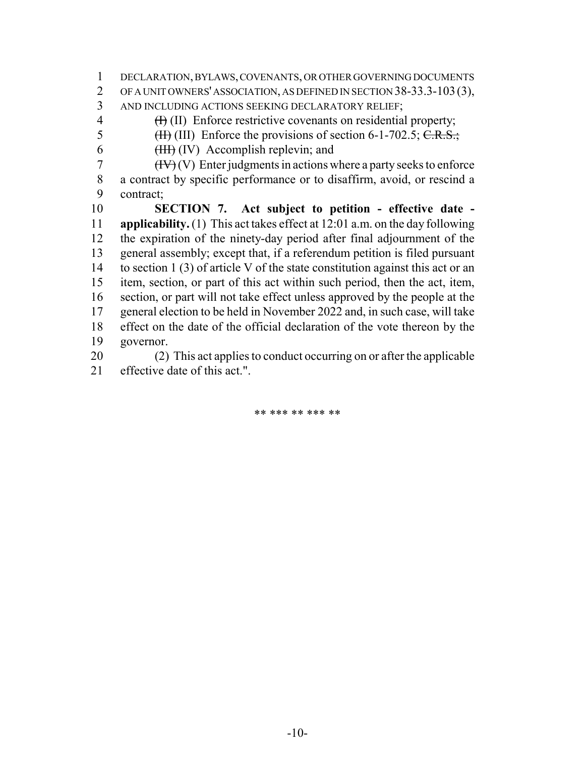DECLARATION, BYLAWS, COVENANTS, OR OTHER GOVERNING DOCUMENTS OF A UNIT OWNERS' ASSOCIATION, AS DEFINED IN SECTION 38-33.3-103 (3), AND INCLUDING ACTIONS SEEKING DECLARATORY RELIEF;

~~(I)~~ (II) Enforce restrictive covenants on residential property;

~~(II)~~ (III) Enforce the provisions of section 6-1-702.5; ~~C.R.S.;~~

~~(III)~~ (IV) Accomplish replevin; and

~~(IV)~~ (V) Enter judgments in actions where a party seeks to enforce a contract by specific performance or to disaffirm, avoid, or rescind a contract;

**SECTION 7. Act subject to petition - effective date - applicability.** (1) This act takes effect at 12:01 a.m. on the day following the expiration of the ninety-day period after final adjournment of the general assembly; except that, if a referendum petition is filed pursuant to section 1 (3) of article V of the state constitution against this act or an item, section, or part of this act within such period, then the act, item, section, or part will not take effect unless approved by the people at the general election to be held in November 2022 and, in such case, will take effect on the date of the official declaration of the vote thereon by the governor.

(2) This act applies to conduct occurring on or after the applicable effective date of this act.".

** *** ** *** **